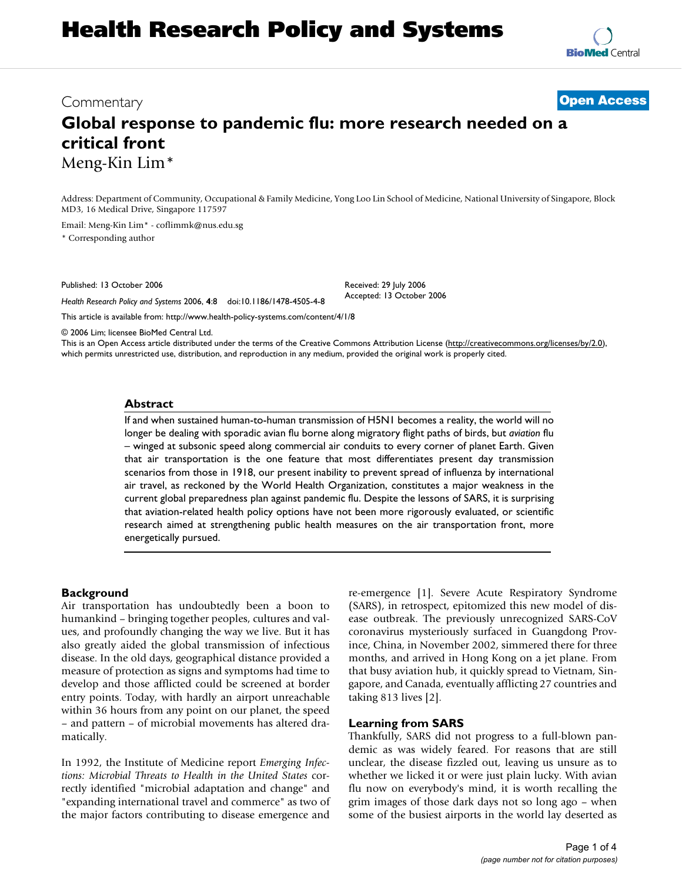# Global response to pandemic flu: more research needed on a critical front

Commentary

**Open Access**

Meng-Kin Lim*

Address: Department of Community, Occupational & Family Medicine, Yong Loo Lin School of Medicine, National University of Singapore, Block MD3, 16 Medical Drive, Singapore 117597

Email: Meng-Kin Lim* - coflimmk@nus.edu.sg

* Corresponding author

Published: 13 October 2006

Received: 29 July 2006

Accepted: 13 October 2006

*Health Research Policy and Systems* 2006, **4**:8 doi:10.1186/1478-4505-4-8

This article is available from: http://www.health-policy-systems.com/content/4/1/8

© 2006 Lim; licensee BioMed Central Ltd.

This is an Open Access article distributed under the terms of the Creative Commons Attribution License (http://creativecommons.org/licenses/by/2.0), which permits unrestricted use, distribution, and reproduction in any medium, provided the original work is properly cited.

## Abstract

If and when sustained human-to-human transmission of H5N1 becomes a reality, the world will no longer be dealing with sporadic avian flu borne along migratory flight paths of birds, but *aviation* flu – winged at subsonic speed along commercial air conduits to every corner of planet Earth. Given that air transportation is the one feature that most differentiates present day transmission scenarios from those in 1918, our present inability to prevent spread of influenza by international air travel, as reckoned by the World Health Organization, constitutes a major weakness in the current global preparedness plan against pandemic flu. Despite the lessons of SARS, it is surprising that aviation-related health policy options have not been more rigorously evaluated, or scientific research aimed at strengthening public health measures on the air transportation front, more energetically pursued.

## Background

Air transportation has undoubtedly been a boon to humankind – bringing together peoples, cultures and values, and profoundly changing the way we live. But it has also greatly aided the global transmission of infectious disease. In the old days, geographical distance provided a measure of protection as signs and symptoms had time to develop and those afflicted could be screened at border entry points. Today, with hardly an airport unreachable within 36 hours from any point on our planet, the speed – and pattern – of microbial movements has altered dramatically.

In 1992, the Institute of Medicine report *Emerging Infections: Microbial Threats to Health in the United States* correctly identified "microbial adaptation and change" and "expanding international travel and commerce" as two of the major factors contributing to disease emergence and re-emergence [1]. Severe Acute Respiratory Syndrome (SARS), in retrospect, epitomized this new model of disease outbreak. The previously unrecognized SARS-CoV coronavirus mysteriously surfaced in Guangdong Province, China, in November 2002, simmered there for three months, and arrived in Hong Kong on a jet plane. From that busy aviation hub, it quickly spread to Vietnam, Singapore, and Canada, eventually afflicting 27 countries and taking 813 lives [2].

## Learning from SARS

Thankfully, SARS did not progress to a full-blown pandemic as was widely feared. For reasons that are still unclear, the disease fizzled out, leaving us unsure as to whether we licked it or were just plain lucky. With avian flu now on everybody's mind, it is worth recalling the grim images of those dark days not so long ago – when some of the busiest airports in the world lay deserted as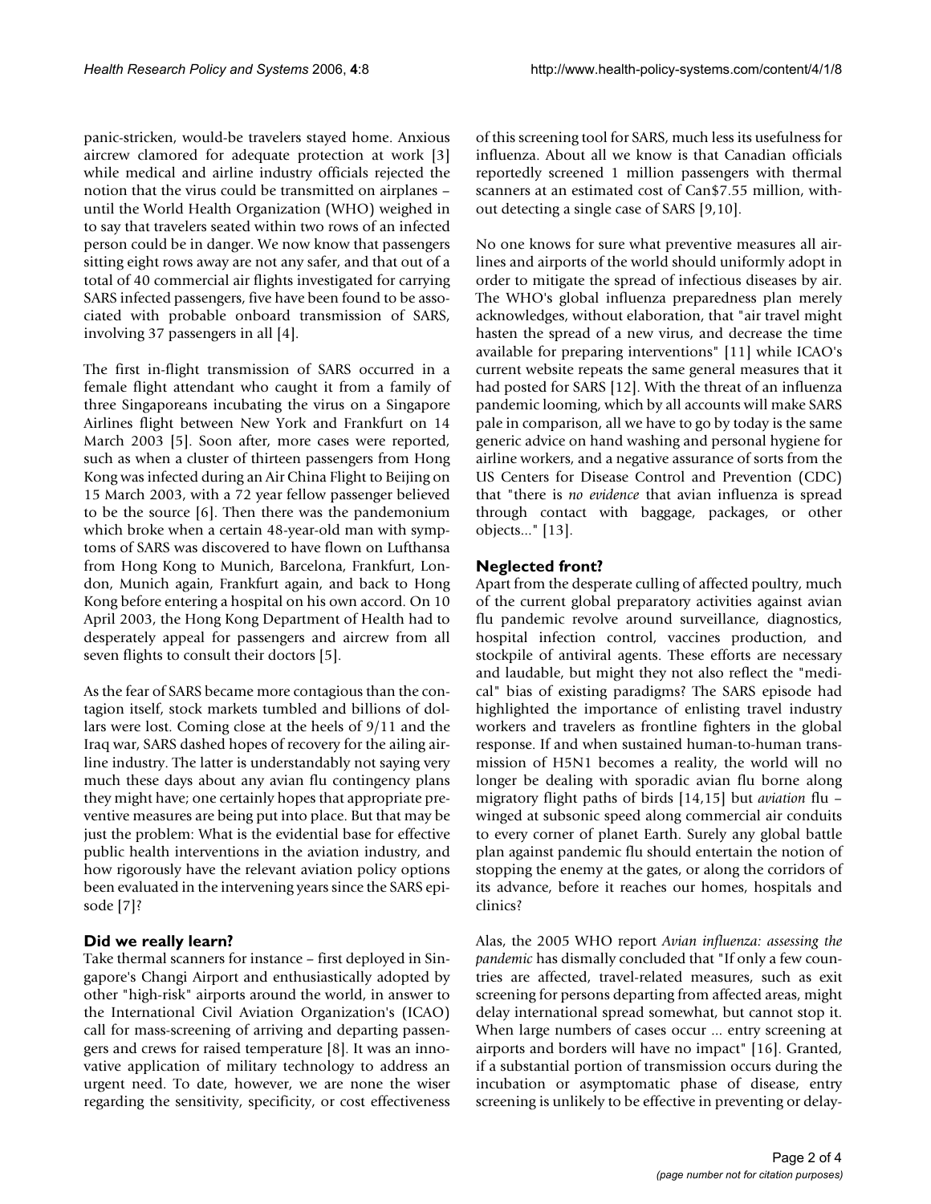panic-stricken, would-be travelers stayed home. Anxious aircrew clamored for adequate protection at work [3] while medical and airline industry officials rejected the notion that the virus could be transmitted on airplanes – until the World Health Organization (WHO) weighed in to say that travelers seated within two rows of an infected person could be in danger. We now know that passengers sitting eight rows away are not any safer, and that out of a total of 40 commercial air flights investigated for carrying SARS infected passengers, five have been found to be associated with probable onboard transmission of SARS, involving 37 passengers in all [4].

The first in-flight transmission of SARS occurred in a female flight attendant who caught it from a family of three Singaporeans incubating the virus on a Singapore Airlines flight between New York and Frankfurt on 14 March 2003 [5]. Soon after, more cases were reported, such as when a cluster of thirteen passengers from Hong Kong was infected during an Air China Flight to Beijing on 15 March 2003, with a 72 year fellow passenger believed to be the source [6]. Then there was the pandemonium which broke when a certain 48-year-old man with symptoms of SARS was discovered to have flown on Lufthansa from Hong Kong to Munich, Barcelona, Frankfurt, London, Munich again, Frankfurt again, and back to Hong Kong before entering a hospital on his own accord. On 10 April 2003, the Hong Kong Department of Health had to desperately appeal for passengers and aircrew from all seven flights to consult their doctors [5].

As the fear of SARS became more contagious than the contagion itself, stock markets tumbled and billions of dollars were lost. Coming close at the heels of 9/11 and the Iraq war, SARS dashed hopes of recovery for the ailing airline industry. The latter is understandably not saying very much these days about any avian flu contingency plans they might have; one certainly hopes that appropriate preventive measures are being put into place. But that may be just the problem: What is the evidential base for effective public health interventions in the aviation industry, and how rigorously have the relevant aviation policy options been evaluated in the intervening years since the SARS episode [7]?

## Did we really learn?

Take thermal scanners for instance – first deployed in Singapore's Changi Airport and enthusiastically adopted by other "high-risk" airports around the world, in answer to the International Civil Aviation Organization's (ICAO) call for mass-screening of arriving and departing passengers and crews for raised temperature [8]. It was an innovative application of military technology to address an urgent need. To date, however, we are none the wiser regarding the sensitivity, specificity, or cost effectiveness of this screening tool for SARS, much less its usefulness for influenza. About all we know is that Canadian officials reportedly screened 1 million passengers with thermal scanners at an estimated cost of Can$7.55 million, without detecting a single case of SARS [9,10].

No one knows for sure what preventive measures all airlines and airports of the world should uniformly adopt in order to mitigate the spread of infectious diseases by air. The WHO's global influenza preparedness plan merely acknowledges, without elaboration, that "air travel might hasten the spread of a new virus, and decrease the time available for preparing interventions" [11] while ICAO's current website repeats the same general measures that it had posted for SARS [12]. With the threat of an influenza pandemic looming, which by all accounts will make SARS pale in comparison, all we have to go by today is the same generic advice on hand washing and personal hygiene for airline workers, and a negative assurance of sorts from the US Centers for Disease Control and Prevention (CDC) that "there is *no evidence* that avian influenza is spread through contact with baggage, packages, or other objects..." [13].

## Neglected front?

Apart from the desperate culling of affected poultry, much of the current global preparatory activities against avian flu pandemic revolve around surveillance, diagnostics, hospital infection control, vaccines production, and stockpile of antiviral agents. These efforts are necessary and laudable, but might they not also reflect the "medical" bias of existing paradigms? The SARS episode had highlighted the importance of enlisting travel industry workers and travelers as frontline fighters in the global response. If and when sustained human-to-human transmission of H5N1 becomes a reality, the world will no longer be dealing with sporadic avian flu borne along migratory flight paths of birds [14,15] but *aviation* flu – winged at subsonic speed along commercial air conduits to every corner of planet Earth. Surely any global battle plan against pandemic flu should entertain the notion of stopping the enemy at the gates, or along the corridors of its advance, before it reaches our homes, hospitals and clinics?

Alas, the 2005 WHO report *Avian influenza: assessing the pandemic* has dismally concluded that "If only a few countries are affected, travel-related measures, such as exit screening for persons departing from affected areas, might delay international spread somewhat, but cannot stop it. When large numbers of cases occur ... entry screening at airports and borders will have no impact" [16]. Granted, if a substantial portion of transmission occurs during the incubation or asymptomatic phase of disease, entry screening is unlikely to be effective in preventing or delay-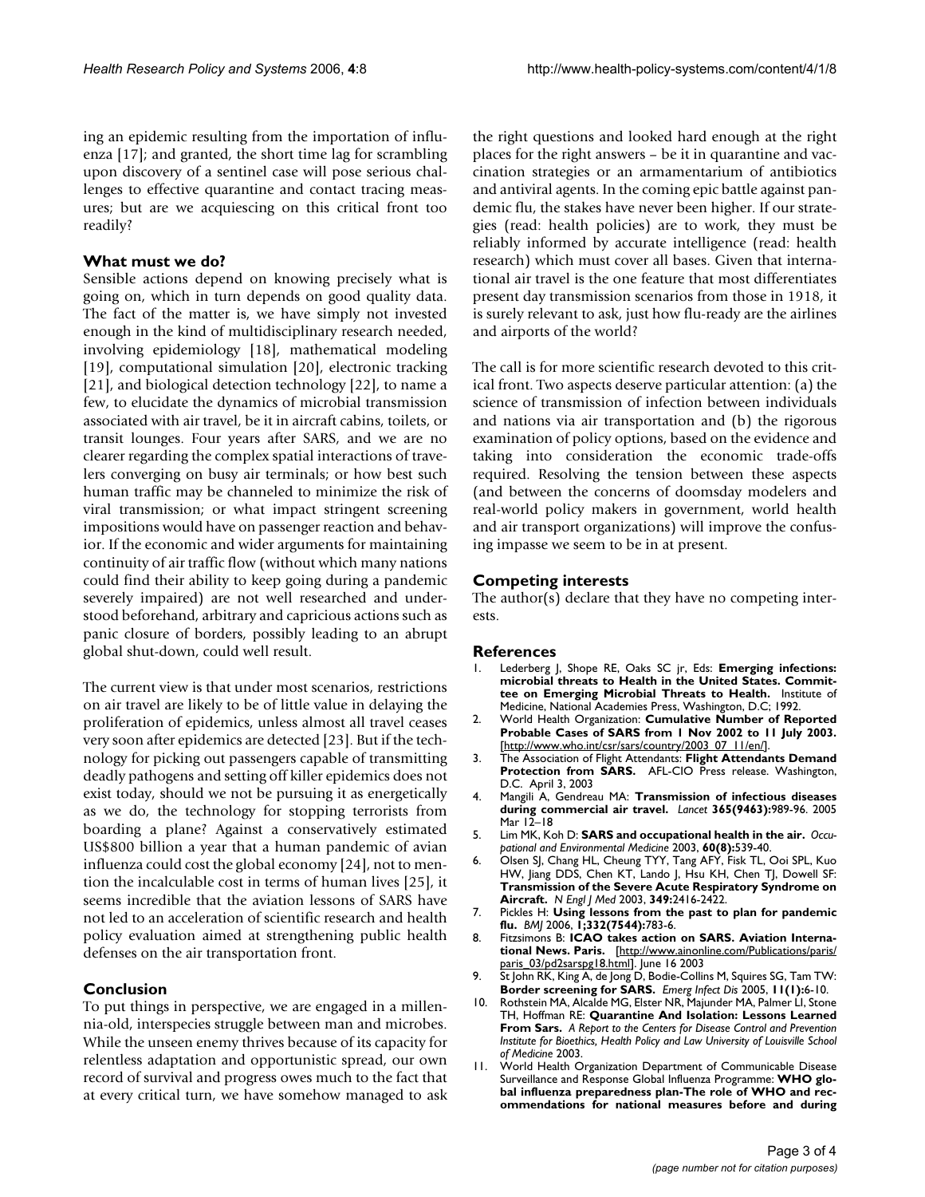ing an epidemic resulting from the importation of influenza [17]; and granted, the short time lag for scrambling upon discovery of a sentinel case will pose serious challenges to effective quarantine and contact tracing measures; but are we acquiescing on this critical front too readily?

### What must we do?

Sensible actions depend on knowing precisely what is going on, which in turn depends on good quality data. The fact of the matter is, we have simply not invested enough in the kind of multidisciplinary research needed, involving epidemiology [18], mathematical modeling [19], computational simulation [20], electronic tracking [21], and biological detection technology [22], to name a few, to elucidate the dynamics of microbial transmission associated with air travel, be it in aircraft cabins, toilets, or transit lounges. Four years after SARS, and we are no clearer regarding the complex spatial interactions of travelers converging on busy air terminals; or how best such human traffic may be channeled to minimize the risk of viral transmission; or what impact stringent screening impositions would have on passenger reaction and behavior. If the economic and wider arguments for maintaining continuity of air traffic flow (without which many nations could find their ability to keep going during a pandemic severely impaired) are not well researched and understood beforehand, arbitrary and capricious actions such as panic closure of borders, possibly leading to an abrupt global shut-down, could well result.

The current view is that under most scenarios, restrictions on air travel are likely to be of little value in delaying the proliferation of epidemics, unless almost all travel ceases very soon after epidemics are detected [23]. But if the technology for picking out passengers capable of transmitting deadly pathogens and setting off killer epidemics does not exist today, should we not be pursuing it as energetically as we do, the technology for stopping terrorists from boarding a plane? Against a conservatively estimated US$800 billion a year that a human pandemic of avian influenza could cost the global economy [24], not to mention the incalculable cost in terms of human lives [25], it seems incredible that the aviation lessons of SARS have not led to an acceleration of scientific research and health policy evaluation aimed at strengthening public health defenses on the air transportation front.

### Conclusion

To put things in perspective, we are engaged in a millennia-old, interspecies struggle between man and microbes. While the unseen enemy thrives because of its capacity for relentless adaptation and opportunistic spread, our own record of survival and progress owes much to the fact that at every critical turn, we have somehow managed to ask the right questions and looked hard enough at the right places for the right answers – be it in quarantine and vaccination strategies or an armamentarium of antibiotics and antiviral agents. In the coming epic battle against pandemic flu, the stakes have never been higher. If our strategies (read: health policies) are to work, they must be reliably informed by accurate intelligence (read: health research) which must cover all bases. Given that international air travel is the one feature that most differentiates present day transmission scenarios from those in 1918, it is surely relevant to ask, just how flu-ready are the airlines and airports of the world?

The call is for more scientific research devoted to this critical front. Two aspects deserve particular attention: (a) the science of transmission of infection between individuals and nations via air transportation and (b) the rigorous examination of policy options, based on the evidence and taking into consideration the economic trade-offs required. Resolving the tension between these aspects (and between the concerns of doomsday modelers and real-world policy makers in government, world health and air transport organizations) will improve the confusing impasse we seem to be in at present.

### Competing interests

The author(s) declare that they have no competing interests.

### References

1. Lederberg J, Shope RE, Oaks SC jr, Eds: **Emerging infections: microbial threats to Health in the United States. Committee on Emerging Microbial Threats to Health.** Institute of Medicine, National Academies Press, Washington, D.C; 1992.
2. World Health Organization: **Cumulative Number of Reported Probable Cases of SARS from 1 Nov 2002 to 11 July 2003.** [http://www.who.int/csr/sars/country/2003_07_11/en/].
3. The Association of Flight Attendants: **Flight Attendants Demand Protection from SARS.** AFL-CIO Press release. Washington, D.C. April 3, 2003
4. Mangili A, Gendreau MA: **Transmission of infectious diseases during commercial air travel.** *Lancet* **365(9463):**989-96. 2005 Mar 12–18
5. Lim MK, Koh D: **SARS and occupational health in the air.** *Occupational and Environmental Medicine* 2003, **60(8):**539-40.
6. Olsen SJ, Chang HL, Cheung TYY, Tang AFY, Fisk TL, Ooi SPL, Kuo HW, Jiang DDS, Chen KT, Lando J, Hsu KH, Chen TJ, Dowell SF: **Transmission of the Severe Acute Respiratory Syndrome on Aircraft.** *N Engl J Med* 2003, **349:**2416-2422.
7. Pickles H: **Using lessons from the past to plan for pandemic flu.** *BMJ* 2006, **1;332(7544):**783-6.
8. Fitzsimons B: **ICAO takes action on SARS. Aviation International News. Paris.** [http://www.ainonline.com/Publications/paris/paris_03/pd2sarspg18.html]. June 16 2003
9. St John RK, King A, de Jong D, Bodie-Collins M, Squires SG, Tam TW: **Border screening for SARS.** *Emerg Infect Dis* 2005, **11(1):**6-10.
10. Rothstein MA, Alcalde MG, Elster NR, Majunder MA, Palmer LI, Stone TH, Hoffman RE: **Quarantine And Isolation: Lessons Learned From Sars.** *A Report to the Centers for Disease Control and Prevention Institute for Bioethics, Health Policy and Law University of Louisville School of Medicine* 2003.
11. World Health Organization Department of Communicable Disease Surveillance and Response Global Influenza Programme: **WHO global influenza preparedness plan-The role of WHO and recommendations for national measures before and during**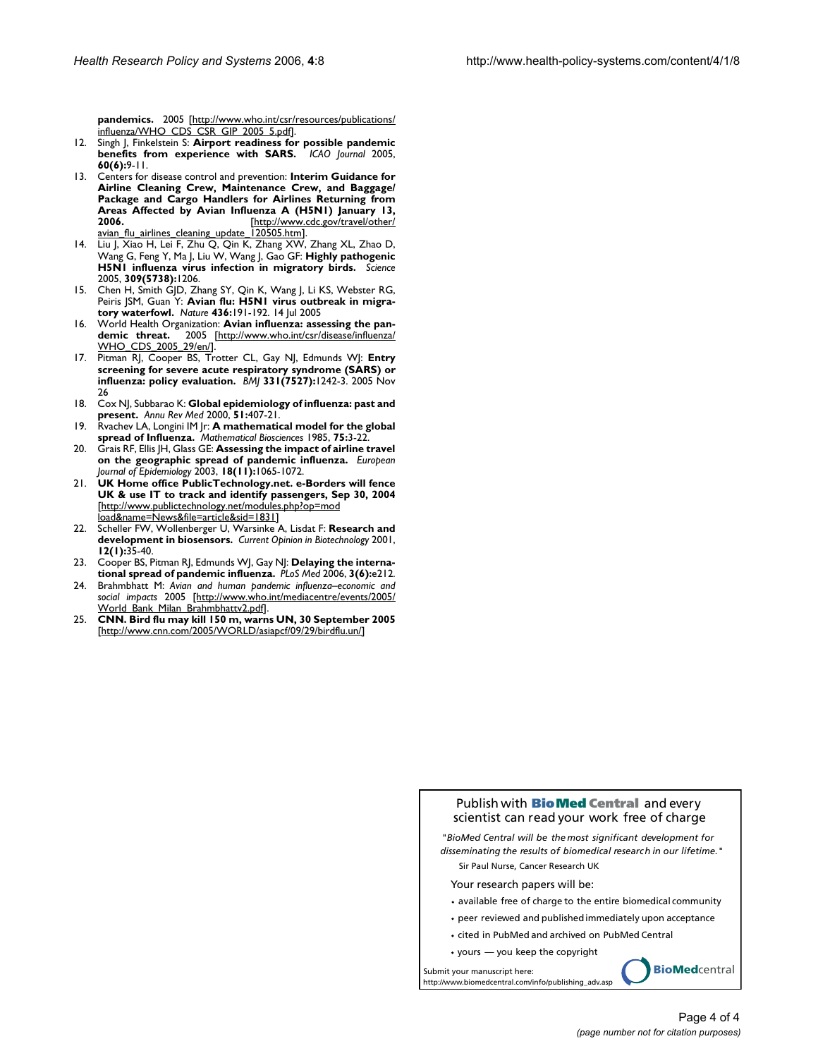**pandemics.** 2005 [http://www.who.int/csr/resources/publications/influenza/WHO_CDS_CSR_GIP_2005_5.pdf].

12. Singh J, Finkelstein S: **Airport readiness for possible pandemic benefits from experience with SARS.** *ICAO Journal* 2005, **60(6):**9-11.
13. Centers for disease control and prevention: **Interim Guidance for Airline Cleaning Crew, Maintenance Crew, and Baggage/Package and Cargo Handlers for Airlines Returning from Areas Affected by Avian Influenza A (H5N1) January 13, 2006.** [http://www.cdc.gov/travel/other/avian_flu_airlines_cleaning_update_120505.htm].
14. Liu J, Xiao H, Lei F, Zhu Q, Qin K, Zhang XW, Zhang XL, Zhao D, Wang G, Feng Y, Ma J, Liu W, Wang J, Gao GF: **Highly pathogenic H5N1 influenza virus infection in migratory birds.** *Science* 2005, **309(5738):**1206.
15. Chen H, Smith GJD, Zhang SY, Qin K, Wang J, Li KS, Webster RG, Peiris JSM, Guan Y: **Avian flu: H5N1 virus outbreak in migratory waterfowl.** *Nature* **436:**191-192. 14 Jul 2005
16. World Health Organization: **Avian influenza: assessing the pandemic threat.** 2005 [http://www.who.int/csr/disease/influenza/WHO_CDS_2005_29/en/].
17. Pitman RJ, Cooper BS, Trotter CL, Gay NJ, Edmunds WJ: **Entry screening for severe acute respiratory syndrome (SARS) or influenza: policy evaluation.** *BMJ* **331(7527):**1242-3. 2005 Nov 26
18. Cox NJ, Subbarao K: **Global epidemiology of influenza: past and present.** *Annu Rev Med* 2000, **51:**407-21.
19. Rvachev LA, Longini IM Jr: **A mathematical model for the global spread of Influenza.** *Mathematical Biosciences* 1985, **75:**3-22.
20. Grais RF, Ellis JH, Glass GE: **Assessing the impact of airline travel on the geographic spread of pandemic influenza.** *European Journal of Epidemiology* 2003, **18(11):**1065-1072.
21. **UK Home office PublicTechnology.net. e-Borders will fence UK & use IT to track and identify passengers, Sep 30, 2004** [http://www.publictechnology.net/modules.php?op=modload&name=News&file=article&sid=1831]
22. Scheller FW, Wollenberger U, Warsinke A, Lisdat F: **Research and development in biosensors.** *Current Opinion in Biotechnology* 2001, **12(1):**35-40.
23. Cooper BS, Pitman RJ, Edmunds WJ, Gay NJ: **Delaying the international spread of pandemic influenza.** *PLoS Med* 2006, **3(6):**e212.
24. Brahmbhatt M: *Avian and human pandemic influenza–economic and social impacts* 2005 [http://www.who.int/mediacentre/events/2005/World_Bank_Milan_Brahmbhattv2.pdf].
25. **CNN. Bird flu may kill 150 m, warns UN, 30 September 2005** [http://www.cnn.com/2005/WORLD/asiapcf/09/29/birdflu.un/]

Publish with **BioMed Central** and every scientist can read your work free of charge

*"BioMed Central will be the most significant development for disseminating the results of biomedical research in our lifetime."*
Sir Paul Nurse, Cancer Research UK

Your research papers will be:

- available free of charge to the entire biomedical community
- peer reviewed and published immediately upon acceptance
- cited in PubMed and archived on PubMed Central
- yours — you keep the copyright

Submit your manuscript here:
http://www.biomedcentral.com/info/publishing_adv.asp

BioMedcentral